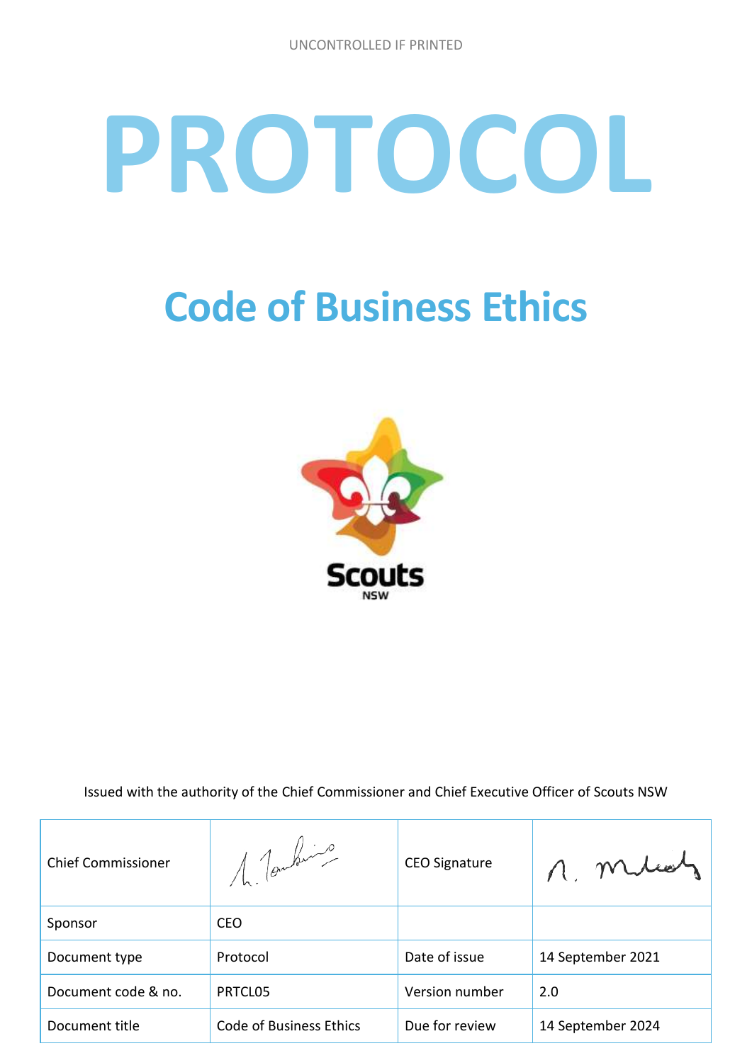UNCONTROLLED IF PRINTED

# PROTOCOL

## Code of Business Ethics

Issued with the authority of the Chief Commissioner and Chief Executive Officer of Scouts NSW

| Chief Commissioner | | CEO Signature | |
|---|---|---|---|
| Sponsor | CEO | | |
| Document type | Protocol | Date of issue | 14 September 2021 |
| Document code & no. | PRTCL05 | Version number | 2.0 |
| Document title | Code of Business Ethics | Due for review | 14 September 2024 |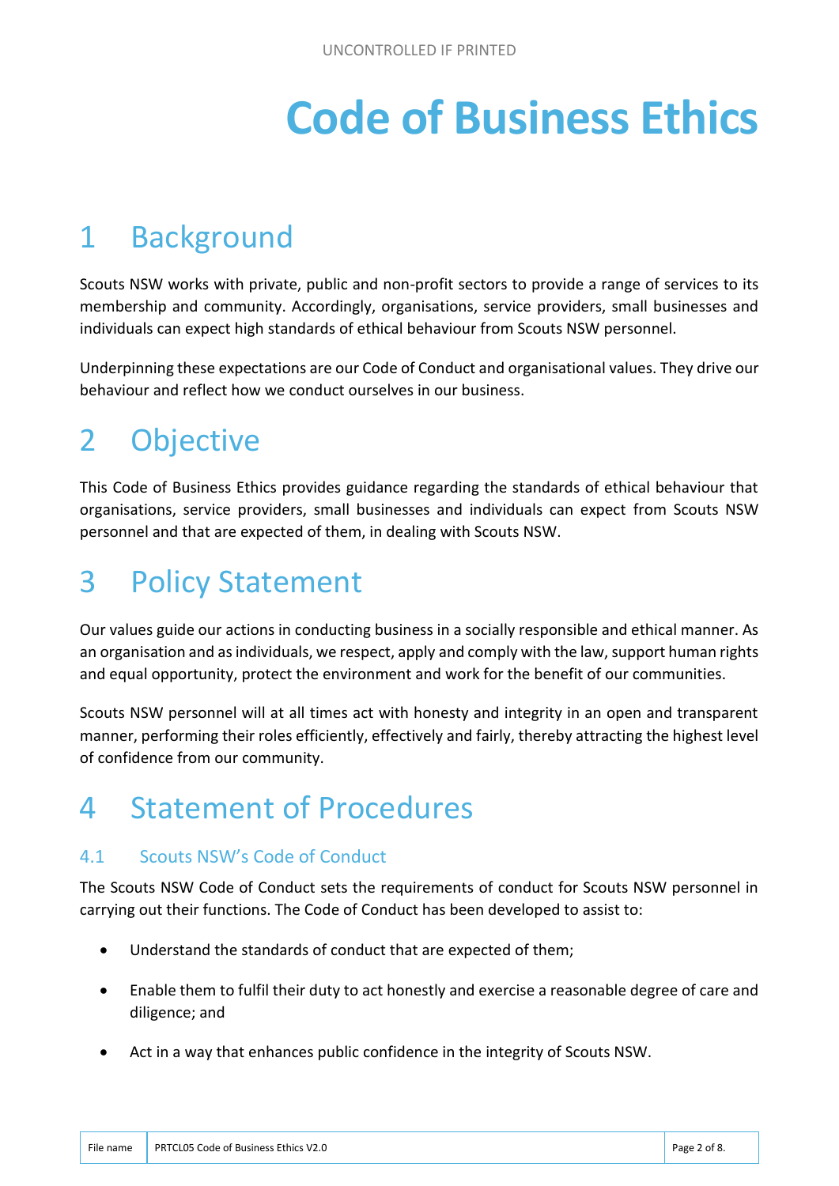# Code of Business Ethics

## 1 Background

Scouts NSW works with private, public and non-profit sectors to provide a range of services to its membership and community. Accordingly, organisations, service providers, small businesses and individuals can expect high standards of ethical behaviour from Scouts NSW personnel.

Underpinning these expectations are our Code of Conduct and organisational values. They drive our behaviour and reflect how we conduct ourselves in our business.

## 2 Objective

This Code of Business Ethics provides guidance regarding the standards of ethical behaviour that organisations, service providers, small businesses and individuals can expect from Scouts NSW personnel and that are expected of them, in dealing with Scouts NSW.

## 3 Policy Statement

Our values guide our actions in conducting business in a socially responsible and ethical manner. As an organisation and as individuals, we respect, apply and comply with the law, support human rights and equal opportunity, protect the environment and work for the benefit of our communities.

Scouts NSW personnel will at all times act with honesty and integrity in an open and transparent manner, performing their roles efficiently, effectively and fairly, thereby attracting the highest level of confidence from our community.

## 4 Statement of Procedures

### 4.1 Scouts NSW's Code of Conduct

The Scouts NSW Code of Conduct sets the requirements of conduct for Scouts NSW personnel in carrying out their functions. The Code of Conduct has been developed to assist to:

- Understand the standards of conduct that are expected of them;
- Enable them to fulfil their duty to act honestly and exercise a reasonable degree of care and diligence; and
- Act in a way that enhances public confidence in the integrity of Scouts NSW.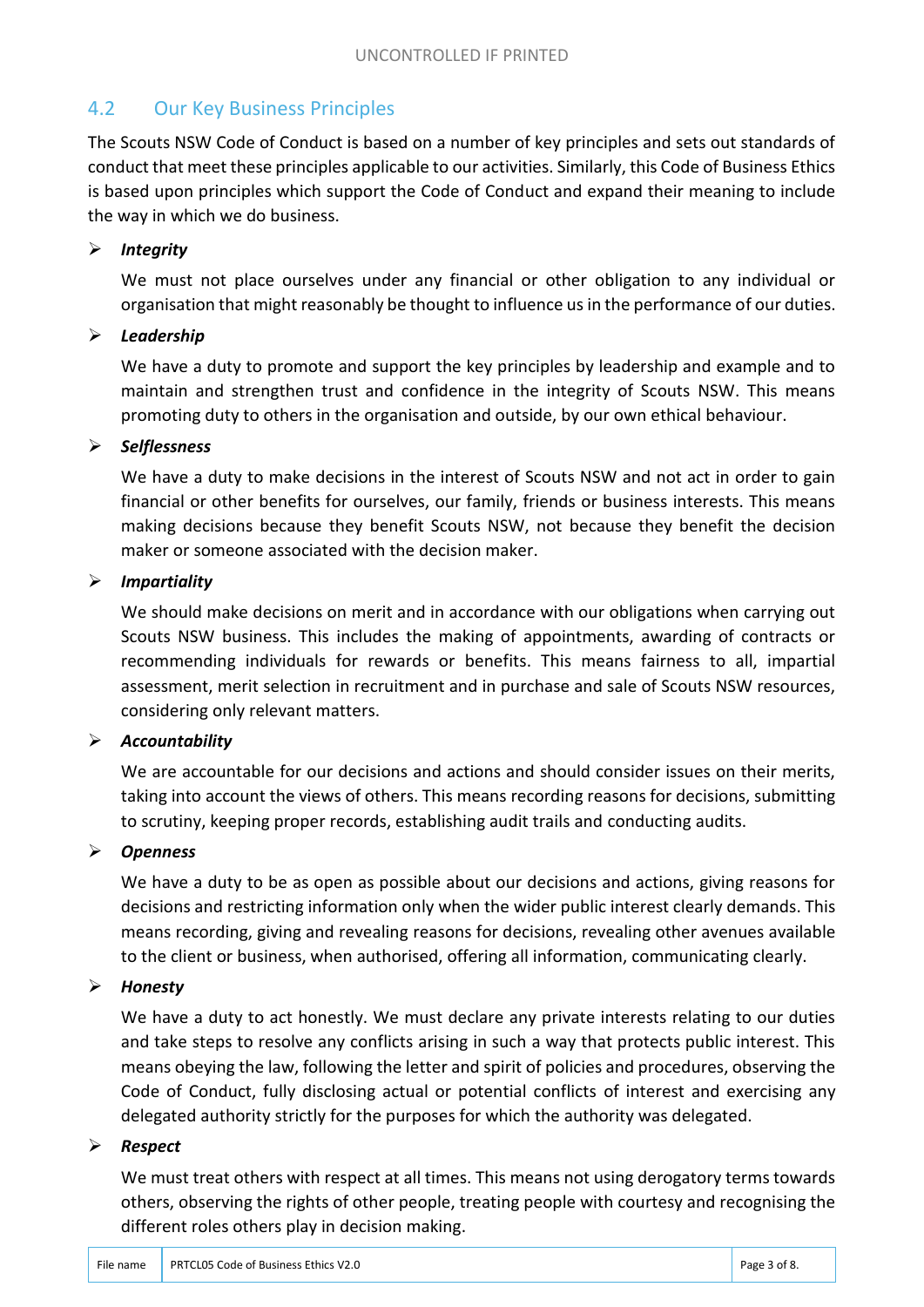## 4.2 Our Key Business Principles

The Scouts NSW Code of Conduct is based on a number of key principles and sets out standards of conduct that meet these principles applicable to our activities. Similarly, this Code of Business Ethics is based upon principles which support the Code of Conduct and expand their meaning to include the way in which we do business.

- ***Integrity***

  We must not place ourselves under any financial or other obligation to any individual or organisation that might reasonably be thought to influence us in the performance of our duties.

- ***Leadership***

  We have a duty to promote and support the key principles by leadership and example and to maintain and strengthen trust and confidence in the integrity of Scouts NSW. This means promoting duty to others in the organisation and outside, by our own ethical behaviour.

- ***Selflessness***

  We have a duty to make decisions in the interest of Scouts NSW and not act in order to gain financial or other benefits for ourselves, our family, friends or business interests. This means making decisions because they benefit Scouts NSW, not because they benefit the decision maker or someone associated with the decision maker.

- ***Impartiality***

  We should make decisions on merit and in accordance with our obligations when carrying out Scouts NSW business. This includes the making of appointments, awarding of contracts or recommending individuals for rewards or benefits. This means fairness to all, impartial assessment, merit selection in recruitment and in purchase and sale of Scouts NSW resources, considering only relevant matters.

- ***Accountability***

  We are accountable for our decisions and actions and should consider issues on their merits, taking into account the views of others. This means recording reasons for decisions, submitting to scrutiny, keeping proper records, establishing audit trails and conducting audits.

- ***Openness***

  We have a duty to be as open as possible about our decisions and actions, giving reasons for decisions and restricting information only when the wider public interest clearly demands. This means recording, giving and revealing reasons for decisions, revealing other avenues available to the client or business, when authorised, offering all information, communicating clearly.

- ***Honesty***

  We have a duty to act honestly. We must declare any private interests relating to our duties and take steps to resolve any conflicts arising in such a way that protects public interest. This means obeying the law, following the letter and spirit of policies and procedures, observing the Code of Conduct, fully disclosing actual or potential conflicts of interest and exercising any delegated authority strictly for the purposes for which the authority was delegated.

- ***Respect***

  We must treat others with respect at all times. This means not using derogatory terms towards others, observing the rights of other people, treating people with courtesy and recognising the different roles others play in decision making.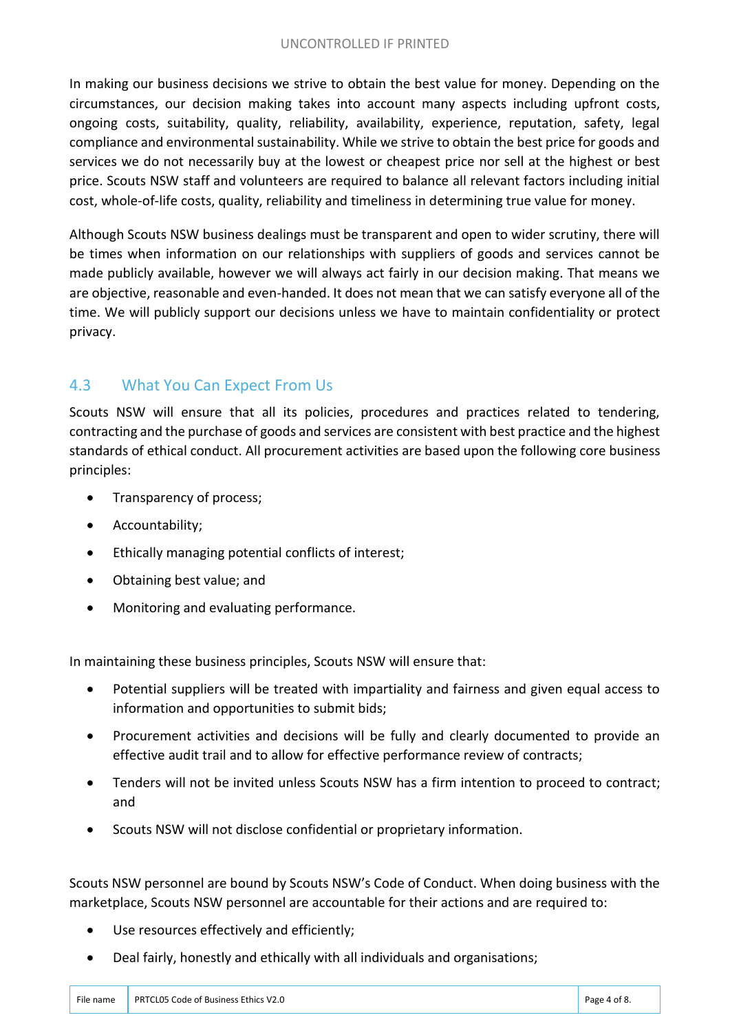In making our business decisions we strive to obtain the best value for money. Depending on the circumstances, our decision making takes into account many aspects including upfront costs, ongoing costs, suitability, quality, reliability, availability, experience, reputation, safety, legal compliance and environmental sustainability. While we strive to obtain the best price for goods and services we do not necessarily buy at the lowest or cheapest price nor sell at the highest or best price. Scouts NSW staff and volunteers are required to balance all relevant factors including initial cost, whole-of-life costs, quality, reliability and timeliness in determining true value for money.

Although Scouts NSW business dealings must be transparent and open to wider scrutiny, there will be times when information on our relationships with suppliers of goods and services cannot be made publicly available, however we will always act fairly in our decision making. That means we are objective, reasonable and even-handed. It does not mean that we can satisfy everyone all of the time. We will publicly support our decisions unless we have to maintain confidentiality or protect privacy.

## 4.3 What You Can Expect From Us

Scouts NSW will ensure that all its policies, procedures and practices related to tendering, contracting and the purchase of goods and services are consistent with best practice and the highest standards of ethical conduct. All procurement activities are based upon the following core business principles:

- Transparency of process;
- Accountability;
- Ethically managing potential conflicts of interest;
- Obtaining best value; and
- Monitoring and evaluating performance.

In maintaining these business principles, Scouts NSW will ensure that:

- Potential suppliers will be treated with impartiality and fairness and given equal access to information and opportunities to submit bids;
- Procurement activities and decisions will be fully and clearly documented to provide an effective audit trail and to allow for effective performance review of contracts;
- Tenders will not be invited unless Scouts NSW has a firm intention to proceed to contract; and
- Scouts NSW will not disclose confidential or proprietary information.

Scouts NSW personnel are bound by Scouts NSW's Code of Conduct. When doing business with the marketplace, Scouts NSW personnel are accountable for their actions and are required to:

- Use resources effectively and efficiently;
- Deal fairly, honestly and ethically with all individuals and organisations;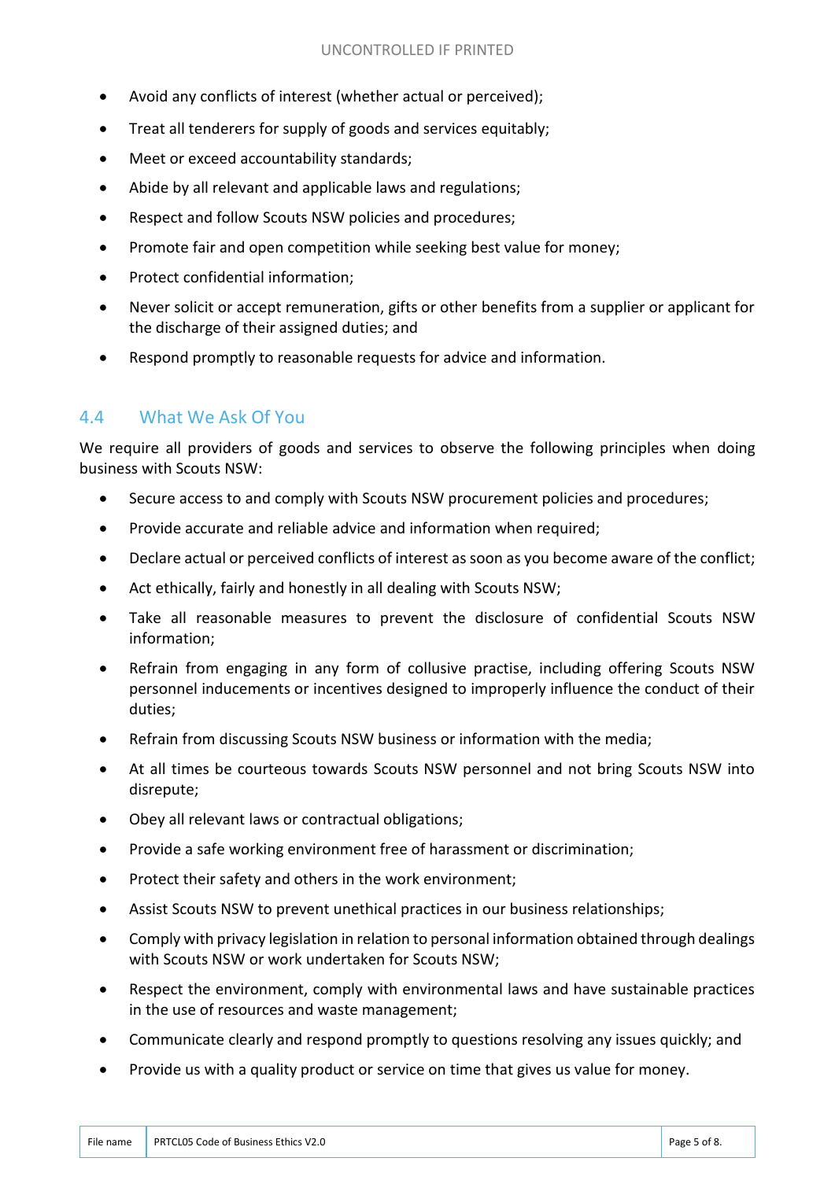- Avoid any conflicts of interest (whether actual or perceived);
- Treat all tenderers for supply of goods and services equitably;
- Meet or exceed accountability standards;
- Abide by all relevant and applicable laws and regulations;
- Respect and follow Scouts NSW policies and procedures;
- Promote fair and open competition while seeking best value for money;
- Protect confidential information;
- Never solicit or accept remuneration, gifts or other benefits from a supplier or applicant for the discharge of their assigned duties; and
- Respond promptly to reasonable requests for advice and information.

## 4.4 What We Ask Of You

We require all providers of goods and services to observe the following principles when doing business with Scouts NSW:

- Secure access to and comply with Scouts NSW procurement policies and procedures;
- Provide accurate and reliable advice and information when required;
- Declare actual or perceived conflicts of interest as soon as you become aware of the conflict;
- Act ethically, fairly and honestly in all dealing with Scouts NSW;
- Take all reasonable measures to prevent the disclosure of confidential Scouts NSW information;
- Refrain from engaging in any form of collusive practise, including offering Scouts NSW personnel inducements or incentives designed to improperly influence the conduct of their duties;
- Refrain from discussing Scouts NSW business or information with the media;
- At all times be courteous towards Scouts NSW personnel and not bring Scouts NSW into disrepute;
- Obey all relevant laws or contractual obligations;
- Provide a safe working environment free of harassment or discrimination;
- Protect their safety and others in the work environment;
- Assist Scouts NSW to prevent unethical practices in our business relationships;
- Comply with privacy legislation in relation to personal information obtained through dealings with Scouts NSW or work undertaken for Scouts NSW;
- Respect the environment, comply with environmental laws and have sustainable practices in the use of resources and waste management;
- Communicate clearly and respond promptly to questions resolving any issues quickly; and
- Provide us with a quality product or service on time that gives us value for money.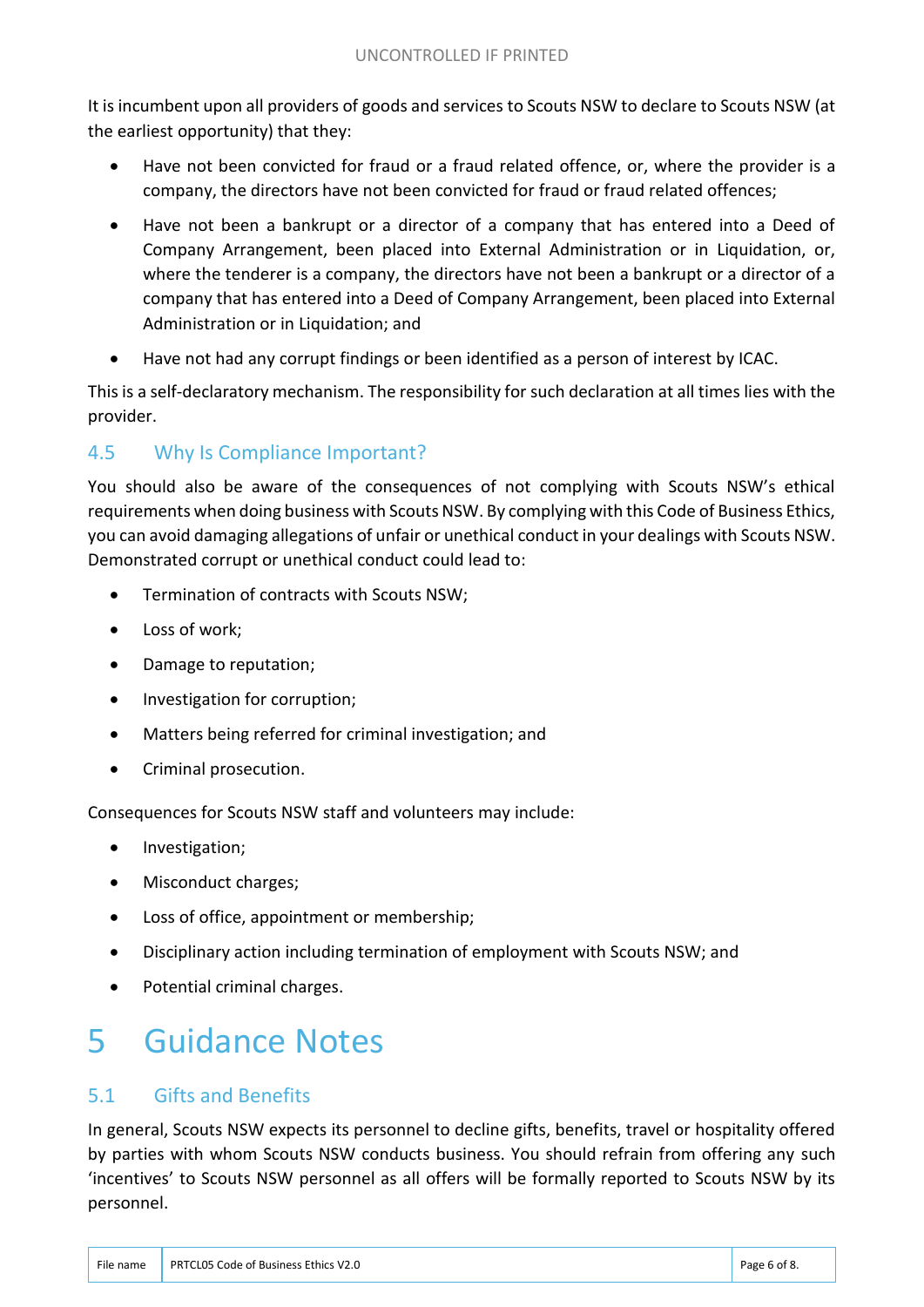It is incumbent upon all providers of goods and services to Scouts NSW to declare to Scouts NSW (at the earliest opportunity) that they:

- Have not been convicted for fraud or a fraud related offence, or, where the provider is a company, the directors have not been convicted for fraud or fraud related offences;
- Have not been a bankrupt or a director of a company that has entered into a Deed of Company Arrangement, been placed into External Administration or in Liquidation, or, where the tenderer is a company, the directors have not been a bankrupt or a director of a company that has entered into a Deed of Company Arrangement, been placed into External Administration or in Liquidation; and
- Have not had any corrupt findings or been identified as a person of interest by ICAC.

This is a self-declaratory mechanism. The responsibility for such declaration at all times lies with the provider.

### 4.5 Why Is Compliance Important?

You should also be aware of the consequences of not complying with Scouts NSW's ethical requirements when doing business with Scouts NSW. By complying with this Code of Business Ethics, you can avoid damaging allegations of unfair or unethical conduct in your dealings with Scouts NSW. Demonstrated corrupt or unethical conduct could lead to:

- Termination of contracts with Scouts NSW;
- Loss of work;
- Damage to reputation;
- Investigation for corruption;
- Matters being referred for criminal investigation; and
- Criminal prosecution.

Consequences for Scouts NSW staff and volunteers may include:

- Investigation;
- Misconduct charges;
- Loss of office, appointment or membership;
- Disciplinary action including termination of employment with Scouts NSW; and
- Potential criminal charges.

# 5 Guidance Notes

### 5.1 Gifts and Benefits

In general, Scouts NSW expects its personnel to decline gifts, benefits, travel or hospitality offered by parties with whom Scouts NSW conducts business. You should refrain from offering any such 'incentives' to Scouts NSW personnel as all offers will be formally reported to Scouts NSW by its personnel.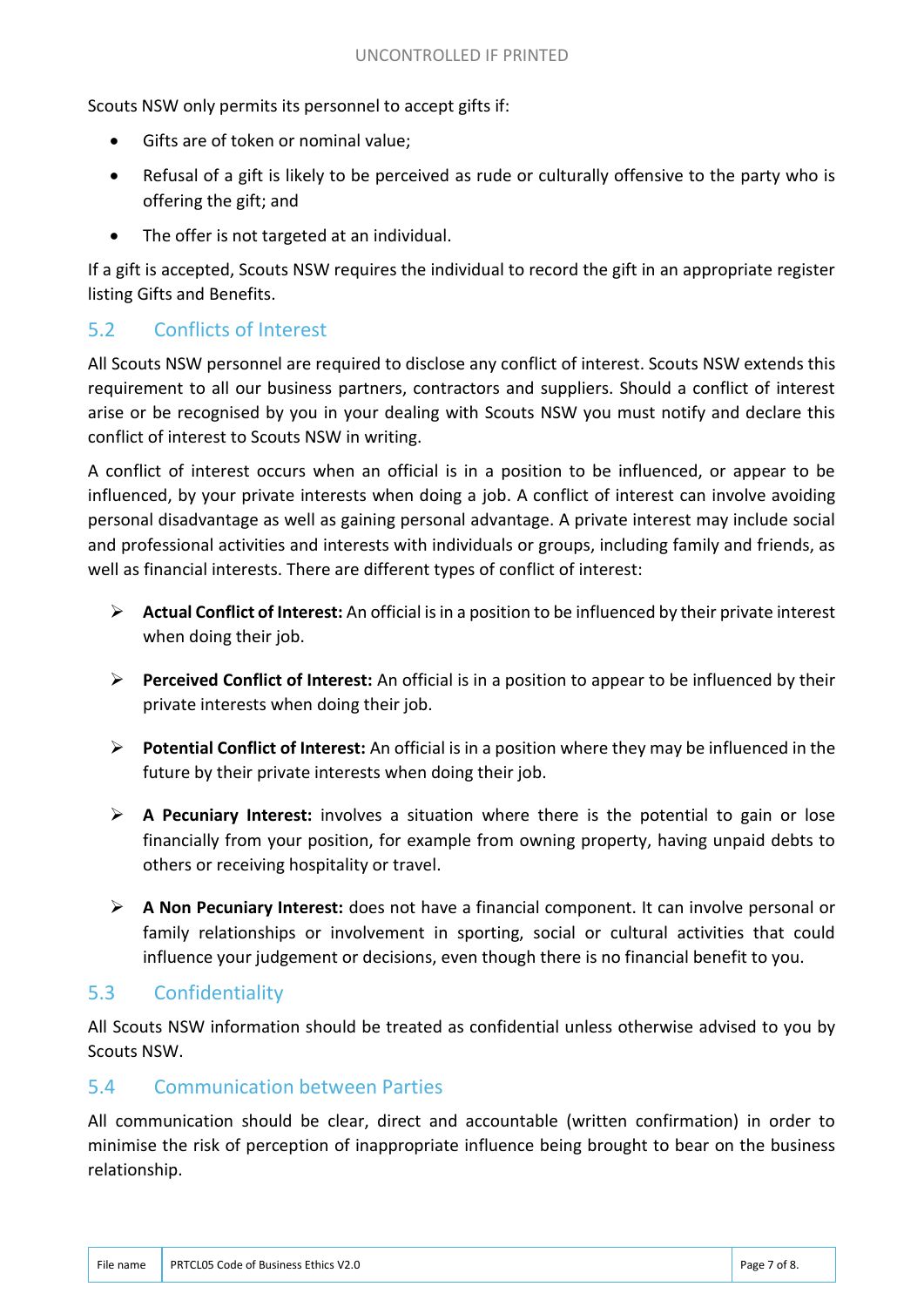Scouts NSW only permits its personnel to accept gifts if:

- Gifts are of token or nominal value;
- Refusal of a gift is likely to be perceived as rude or culturally offensive to the party who is offering the gift; and
- The offer is not targeted at an individual.

If a gift is accepted, Scouts NSW requires the individual to record the gift in an appropriate register listing Gifts and Benefits.

## 5.2 Conflicts of Interest

All Scouts NSW personnel are required to disclose any conflict of interest. Scouts NSW extends this requirement to all our business partners, contractors and suppliers. Should a conflict of interest arise or be recognised by you in your dealing with Scouts NSW you must notify and declare this conflict of interest to Scouts NSW in writing.

A conflict of interest occurs when an official is in a position to be influenced, or appear to be influenced, by your private interests when doing a job. A conflict of interest can involve avoiding personal disadvantage as well as gaining personal advantage. A private interest may include social and professional activities and interests with individuals or groups, including family and friends, as well as financial interests. There are different types of conflict of interest:

- **Actual Conflict of Interest:** An official is in a position to be influenced by their private interest when doing their job.
- **Perceived Conflict of Interest:** An official is in a position to appear to be influenced by their private interests when doing their job.
- **Potential Conflict of Interest:** An official is in a position where they may be influenced in the future by their private interests when doing their job.
- **A Pecuniary Interest:** involves a situation where there is the potential to gain or lose financially from your position, for example from owning property, having unpaid debts to others or receiving hospitality or travel.
- **A Non Pecuniary Interest:** does not have a financial component. It can involve personal or family relationships or involvement in sporting, social or cultural activities that could influence your judgement or decisions, even though there is no financial benefit to you.

## 5.3 Confidentiality

All Scouts NSW information should be treated as confidential unless otherwise advised to you by Scouts NSW.

## 5.4 Communication between Parties

All communication should be clear, direct and accountable (written confirmation) in order to minimise the risk of perception of inappropriate influence being brought to bear on the business relationship.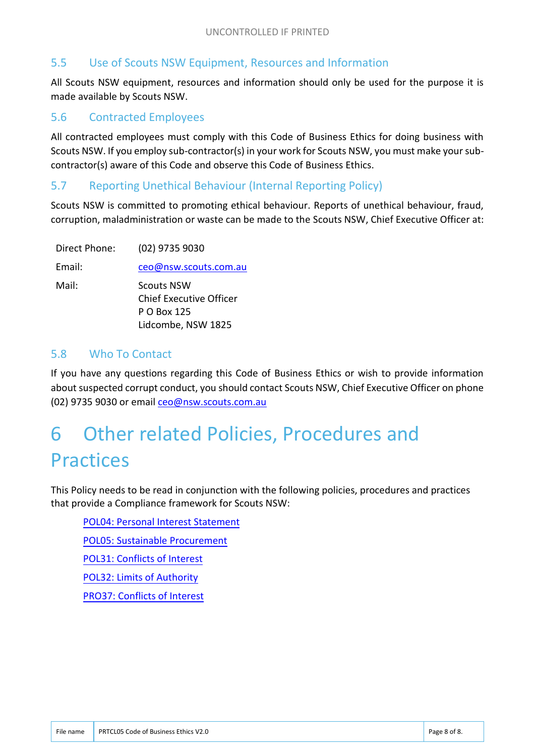### 5.5 Use of Scouts NSW Equipment, Resources and Information

All Scouts NSW equipment, resources and information should only be used for the purpose it is made available by Scouts NSW.

### 5.6 Contracted Employees

All contracted employees must comply with this Code of Business Ethics for doing business with Scouts NSW. If you employ sub-contractor(s) in your work for Scouts NSW, you must make your sub-contractor(s) aware of this Code and observe this Code of Business Ethics.

### 5.7 Reporting Unethical Behaviour (Internal Reporting Policy)

Scouts NSW is committed to promoting ethical behaviour. Reports of unethical behaviour, fraud, corruption, maladministration or waste can be made to the Scouts NSW, Chief Executive Officer at:

| | |
|---|---|
| Direct Phone: | (02) 9735 9030 |
| Email: | ceo@nsw.scouts.com.au |
| Mail: | Scouts NSW<br>Chief Executive Officer<br>P O Box 125<br>Lidcombe, NSW 1825 |

### 5.8 Who To Contact

If you have any questions regarding this Code of Business Ethics or wish to provide information about suspected corrupt conduct, you should contact Scouts NSW, Chief Executive Officer on phone (02) 9735 9030 or email ceo@nsw.scouts.com.au

# 6 Other related Policies, Procedures and Practices

This Policy needs to be read in conjunction with the following policies, procedures and practices that provide a Compliance framework for Scouts NSW:

- POL04: Personal Interest Statement
- POL05: Sustainable Procurement
- POL31: Conflicts of Interest
- POL32: Limits of Authority
- PRO37: Conflicts of Interest